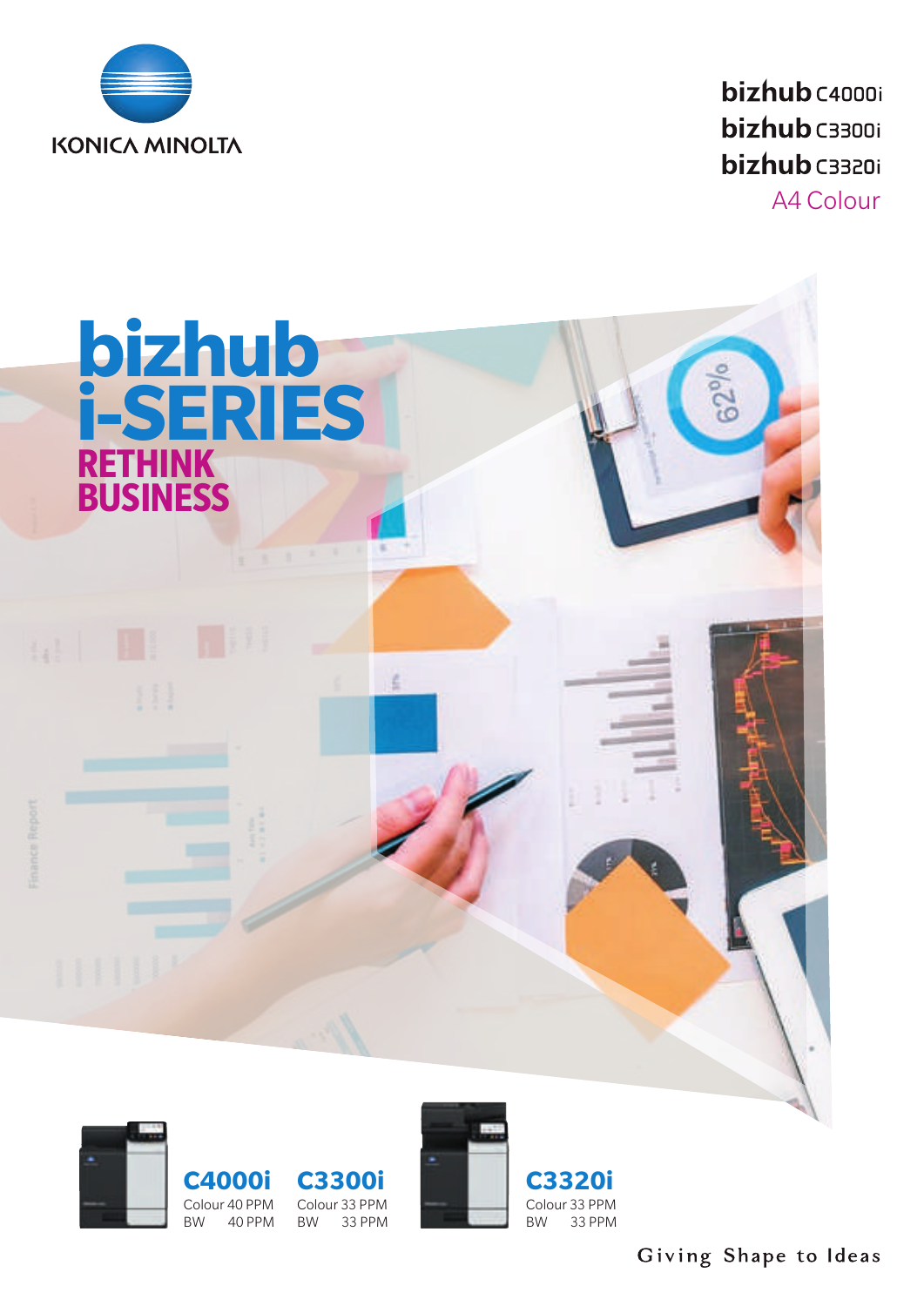KONICA MINOLTA

**bizhub** C4000i
**bizhub** C3300i
**bizhub** C3320i
A4 Colour

# bizhub i-SERIES

## RETHINK BUSINESS

**C4000i**
Colour 40 PPM
BW 40 PPM

**C3300i**
Colour 33 PPM
BW 33 PPM

**C3320i**
Colour 33 PPM
BW 33 PPM

Giving Shape to Ideas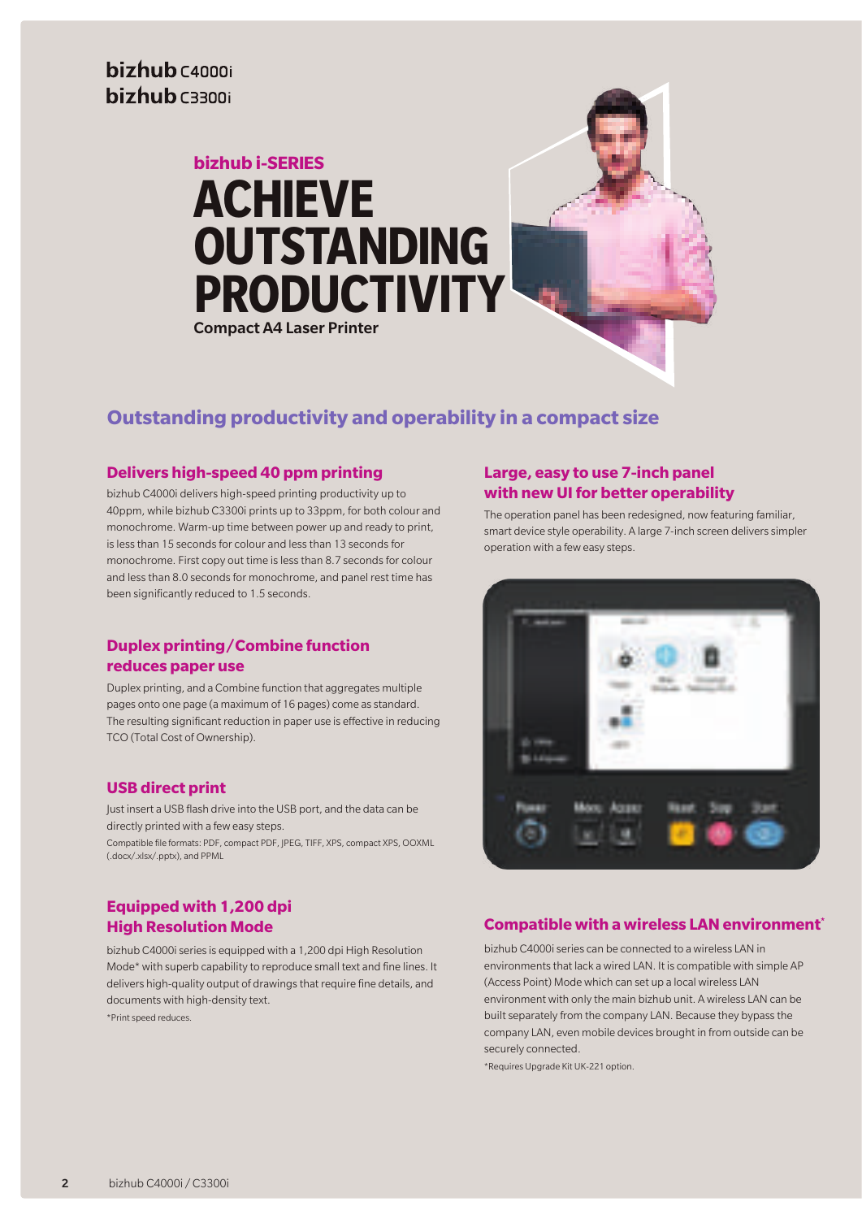bizhub C4000i

bizhub C3300i

## bizhub i-SERIES

# ACHIEVE OUTSTANDING PRODUCTIVITY

Compact A4 Laser Printer

## Outstanding productivity and operability in a compact size

### Delivers high-speed 40 ppm printing

bizhub C4000i delivers high-speed printing productivity up to 40ppm, while bizhub C3300i prints up to 33ppm, for both colour and monochrome. Warm-up time between power up and ready to print, is less than 15 seconds for colour and less than 13 seconds for monochrome. First copy out time is less than 8.7 seconds for colour and less than 8.0 seconds for monochrome, and panel rest time has been significantly reduced to 1.5 seconds.

### Duplex printing/Combine function reduces paper use

Duplex printing, and a Combine function that aggregates multiple pages onto one page (a maximum of 16 pages) come as standard. The resulting significant reduction in paper use is effective in reducing TCO (Total Cost of Ownership).

### USB direct print

Just insert a USB flash drive into the USB port, and the data can be directly printed with a few easy steps.

Compatible file formats: PDF, compact PDF, JPEG, TIFF, XPS, compact XPS, OOXML (.docx/.xlsx/.pptx), and PPML

### Equipped with 1,200 dpi High Resolution Mode

bizhub C4000i series is equipped with a 1,200 dpi High Resolution Mode* with superb capability to reproduce small text and fine lines. It delivers high-quality output of drawings that require fine details, and documents with high-density text.

*Print speed reduces.

### Large, easy to use 7-inch panel with new UI for better operability

The operation panel has been redesigned, now featuring familiar, smart device style operability. A large 7-inch screen delivers simpler operation with a few easy steps.

### Compatible with a wireless LAN environment*

bizhub C4000i series can be connected to a wireless LAN in environments that lack a wired LAN. It is compatible with simple AP (Access Point) Mode which can set up a local wireless LAN environment with only the main bizhub unit. A wireless LAN can be built separately from the company LAN. Because they bypass the company LAN, even mobile devices brought in from outside can be securely connected.

*Requires Upgrade Kit UK-221 option.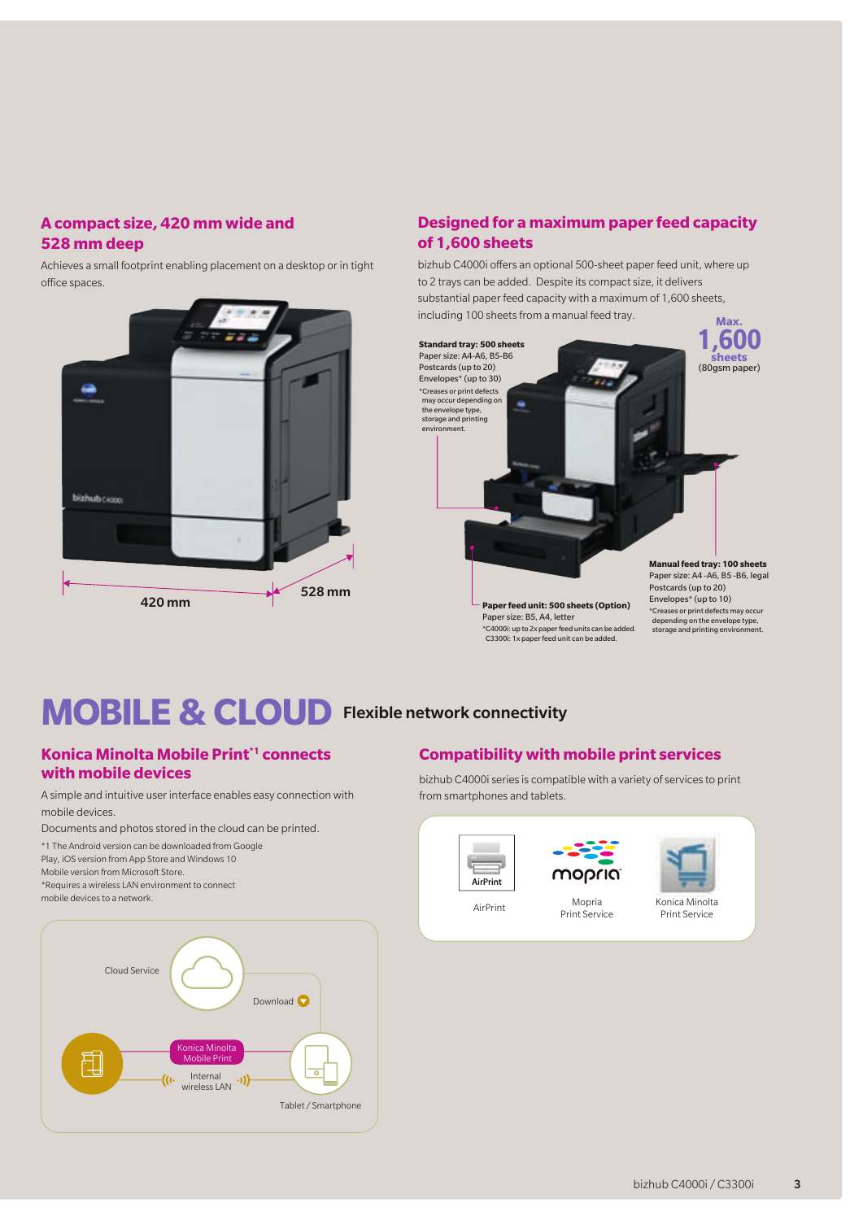## A compact size, 420 mm wide and 528 mm deep

Achieves a small footprint enabling placement on a desktop or in tight office spaces.

420 mm

528 mm

## Designed for a maximum paper feed capacity of 1,600 sheets

bizhub C4000i offers an optional 500-sheet paper feed unit, where up to 2 trays can be added. Despite its compact size, it delivers substantial paper feed capacity with a maximum of 1,600 sheets, including 100 sheets from a manual feed tray.

Max. **1,600** sheets (80gsm paper)

**Standard tray: 500 sheets**
Paper size: A4-A6, B5-B6
Postcards (up to 20)
Envelopes* (up to 30)
*Creases or print defects may occur depending on the envelope type, storage and printing environment.

**Manual feed tray: 100 sheets**
Paper size: A4 -A6, B5 -B6, legal
Postcards (up to 20)
Envelopes* (up to 10)
*Creases or print defects may occur depending on the envelope type, storage and printing environment.

**Paper feed unit: 500 sheets (Option)**
Paper size: B5, A4, letter
*C4000i: up to 2x paper feed units can be added.
C3300i: 1x paper feed unit can be added.

# MOBILE & CLOUD Flexible network connectivity

## Konica Minolta Mobile Print*1 connects with mobile devices

A simple and intuitive user interface enables easy connection with mobile devices.

Documents and photos stored in the cloud can be printed.

*1 The Android version can be downloaded from Google Play, iOS version from App Store and Windows 10 Mobile version from Microsoft Store.
*Requires a wireless LAN environment to connect mobile devices to a network.

Cloud Service

Download

Konica Minolta Mobile Print

Internal wireless LAN

Tablet / Smartphone

## Compatibility with mobile print services

bizhub C4000i series is compatible with a variety of services to print from smartphones and tablets.

AirPrint

Mopria Print Service

Konica Minolta Print Service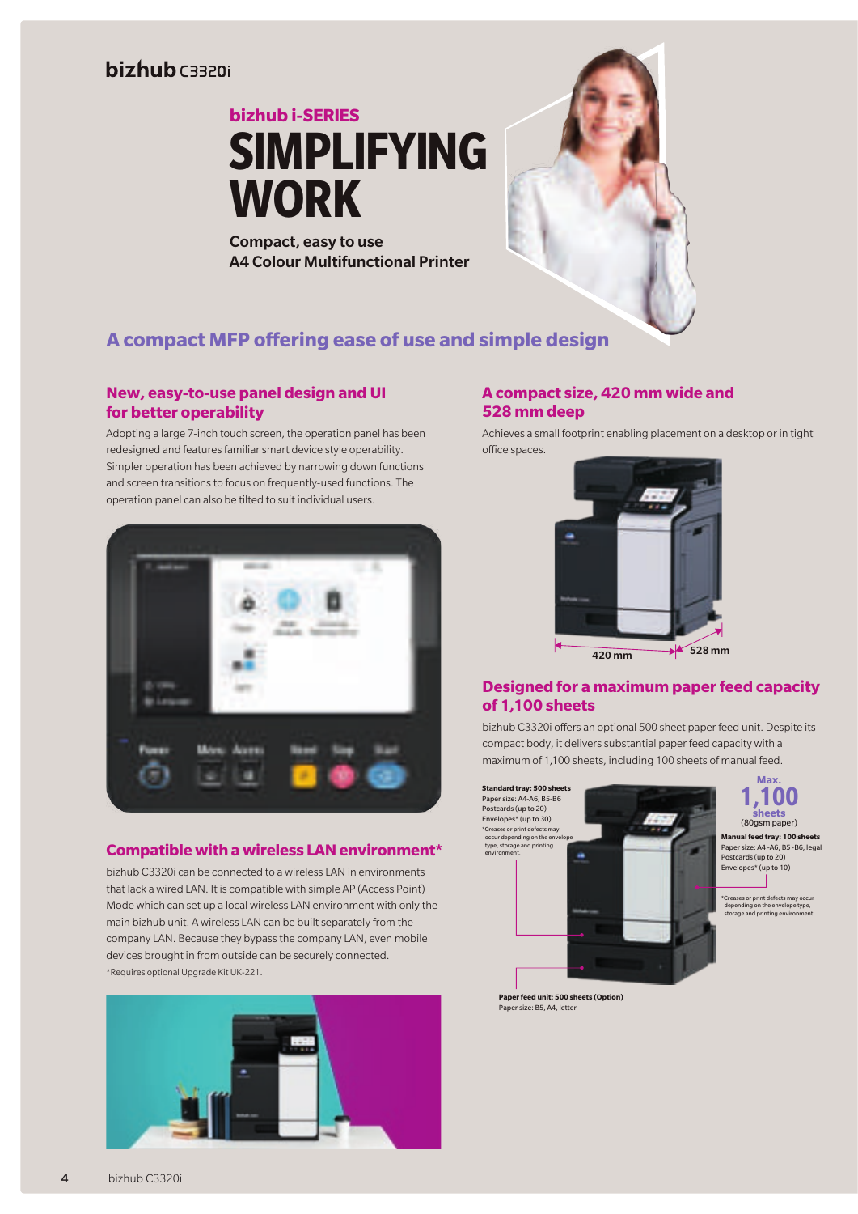bizhub C3320i

## bizhub i-SERIES

# SIMPLIFYING WORK

**Compact, easy to use**
**A4 Colour Multifunctional Printer**

## A compact MFP offering ease of use and simple design

### New, easy-to-use panel design and UI for better operability

Adopting a large 7-inch touch screen, the operation panel has been redesigned and features familiar smart device style operability. Simpler operation has been achieved by narrowing down functions and screen transitions to focus on frequently-used functions. The operation panel can also be tilted to suit individual users.

### Compatible with a wireless LAN environment*

bizhub C3320i can be connected to a wireless LAN in environments that lack a wired LAN. It is compatible with simple AP (Access Point) Mode which can set up a local wireless LAN environment with only the main bizhub unit. A wireless LAN can be built separately from the company LAN. Because they bypass the company LAN, even mobile devices brought in from outside can be securely connected.

*Requires optional Upgrade Kit UK-221.

### A compact size, 420 mm wide and 528 mm deep

Achieves a small footprint enabling placement on a desktop or in tight office spaces.

420 mm
528 mm

### Designed for a maximum paper feed capacity of 1,100 sheets

bizhub C3320i offers an optional 500 sheet paper feed unit. Despite its compact body, it delivers substantial paper feed capacity with a maximum of 1,100 sheets, including 100 sheets of manual feed.

**Standard tray: 500 sheets**
Paper size: A4-A6, B5-B6
Postcards (up to 20)
Envelopes* (up to 30)
*Creases or print defects may occur depending on the envelope type, storage and printing environment.

**Max. 1,100 sheets**
(80gsm paper)

**Manual feed tray: 100 sheets**
Paper size: A4 -A6, B5 -B6, legal
Postcards (up to 20)
Envelopes* (up to 10)

*Creases or print defects may occur depending on the envelope type, storage and printing environment.

**Paper feed unit: 500 sheets (Option)**
Paper size: B5, A4, letter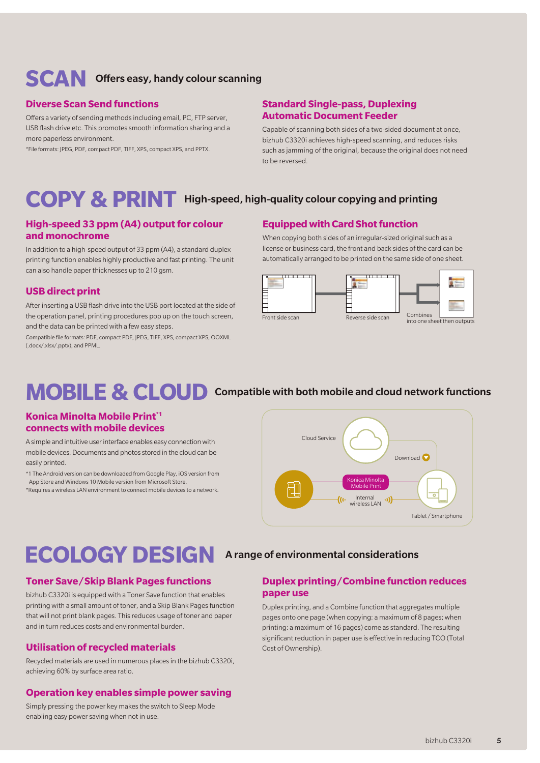# SCAN Offers easy, handy colour scanning

### Diverse Scan Send functions

Offers a variety of sending methods including email, PC, FTP server, USB flash drive etc. This promotes smooth information sharing and a more paperless environment.

*File formats: JPEG, PDF, compact PDF, TIFF, XPS, compact XPS, and PPTX.

### Standard Single-pass, Duplexing Automatic Document Feeder

Capable of scanning both sides of a two-sided document at once, bizhub C3320i achieves high-speed scanning, and reduces risks such as jamming of the original, because the original does not need to be reversed.

# COPY & PRINT High-speed, high-quality colour copying and printing

### High-speed 33 ppm (A4) output for colour and monochrome

In addition to a high-speed output of 33 ppm (A4), a standard duplex printing function enables highly productive and fast printing. The unit can also handle paper thicknesses up to 210 gsm.

### USB direct print

After inserting a USB flash drive into the USB port located at the side of the operation panel, printing procedures pop up on the touch screen, and the data can be printed with a few easy steps.

Compatible file formats: PDF, compact PDF, JPEG, TIFF, XPS, compact XPS, OOXML (.docx/.xlsx/.pptx), and PPML.

### Equipped with Card Shot function

When copying both sides of an irregular-sized original such as a license or business card, the front and back sides of the card can be automatically arranged to be printed on the same side of one sheet.

Front side scan — Reverse side scan — Combines into one sheet then outputs

# MOBILE & CLOUD Compatible with both mobile and cloud network functions

### Konica Minolta Mobile Print[*1] connects with mobile devices

A simple and intuitive user interface enables easy connection with mobile devices. Documents and photos stored in the cloud can be easily printed.

*1 The Android version can be downloaded from Google Play, iOS version from App Store and Windows 10 Mobile version from Microsoft Store.

*Requires a wireless LAN environment to connect mobile devices to a network.

Cloud Service — Download — Konica Minolta Mobile Print — Internal wireless LAN — Tablet / Smartphone

# ECOLOGY DESIGN A range of environmental considerations

### Toner Save/Skip Blank Pages functions

bizhub C3320i is equipped with a Toner Save function that enables printing with a small amount of toner, and a Skip Blank Pages function that will not print blank pages. This reduces usage of toner and paper and in turn reduces costs and environmental burden.

### Utilisation of recycled materials

Recycled materials are used in numerous places in the bizhub C3320i, achieving 60% by surface area ratio.

### Operation key enables simple power saving

Simply pressing the power key makes the switch to Sleep Mode enabling easy power saving when not in use.

### Duplex printing/Combine function reduces paper use

Duplex printing, and a Combine function that aggregates multiple pages onto one page (when copying: a maximum of 8 pages; when printing: a maximum of 16 pages) come as standard. The resulting significant reduction in paper use is effective in reducing TCO (Total Cost of Ownership).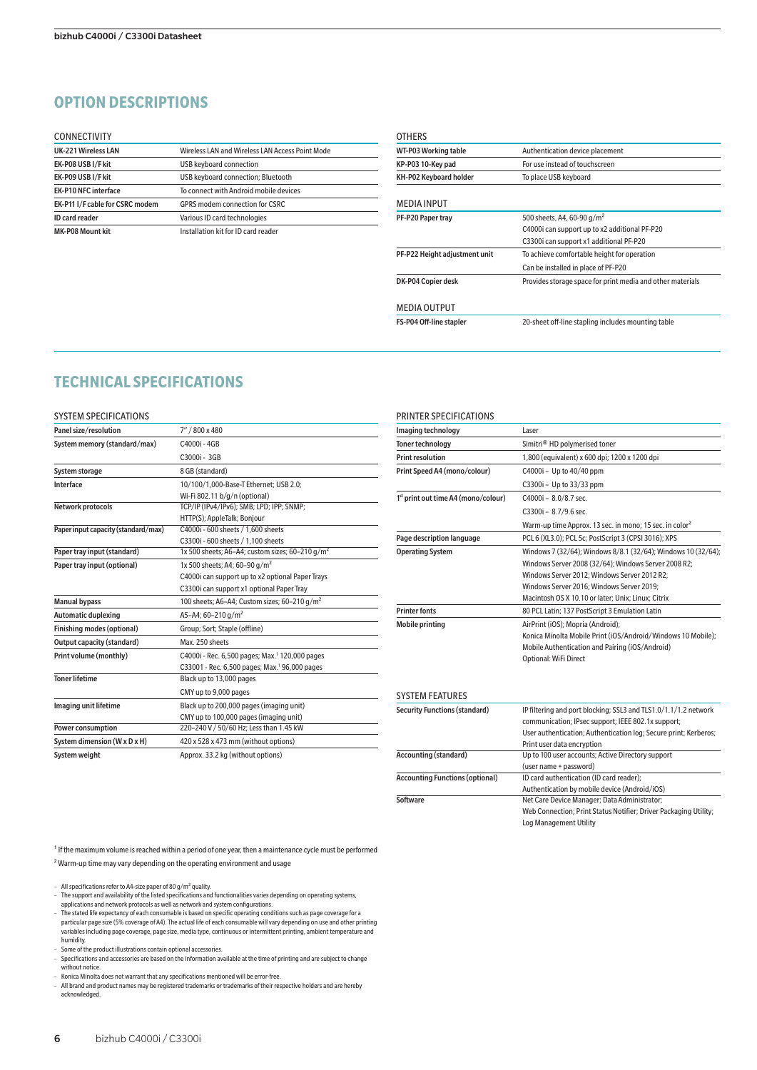## OPTION DESCRIPTIONS

### CONNECTIVITY

| | |
|---|---|
| UK-221 Wireless LAN | Wireless LAN and Wireless LAN Access Point Mode |
| EK-P08 USB I/F kit | USB keyboard connection |
| EK-P09 USB I/F kit | USB keyboard connection; Bluetooth |
| EK-P10 NFC interface | To connect with Android mobile devices |
| EK-P11 I/F cable for CSRC modem | GPRS modem connection for CSRC |
| ID card reader | Various ID card technologies |
| MK-P08 Mount kit | Installation kit for ID card reader |

### OTHERS

| | |
|---|---|
| WT-P03 Working table | Authentication device placement |
| KP-P03 10-Key pad | For use instead of touchscreen |
| KH-P02 Keyboard holder | To place USB keyboard |

### MEDIA INPUT

| | |
|---|---|
| PF-P20 Paper tray | 500 sheets, A4, 60-90 g/m²<br>C4000i can support up to x2 additional PF-P20<br>C3300i can support x1 additional PF-P20 |
| PF-P22 Height adjustment unit | To achieve comfortable height for operation<br>Can be installed in place of PF-P20 |
| DK-P04 Copier desk | Provides storage space for print media and other materials |

### MEDIA OUTPUT

| | |
|---|---|
| FS-P04 Off-line stapler | 20-sheet off-line stapling includes mounting table |

## TECHNICAL SPECIFICATIONS

### SYSTEM SPECIFICATIONS

| | |
|---|---|
| Panel size/resolution | 7" / 800 x 480 |
| System memory (standard/max) | C4000i - 4GB<br>C3000i - 3GB |
| System storage | 8 GB (standard) |
| Interface | 10/100/1,000-Base-T Ethernet; USB 2.0;<br>Wi-Fi 802.11 b/g/n (optional) |
| Network protocols | TCP/IP (IPv4/IPv6); SMB; LPD; IPP; SNMP;<br>HTTP(S); AppleTalk; Bonjour |
| Paper input capacity (standard/max) | C4000i - 600 sheets / 1,600 sheets<br>C3300i - 600 sheets / 1,100 sheets |
| Paper tray input (standard) | 1x 500 sheets; A6–A4; custom sizes; 60–210 g/m² |
| Paper tray input (optional) | 1x 500 sheets; A4; 60–90 g/m²<br>C4000i can support up to x2 optional Paper Trays<br>C3300i can support x1 optional Paper Tray |
| Manual bypass | 100 sheets; A6–A4; Custom sizes; 60–210 g/m² |
| Automatic duplexing | A5–A4; 60–210 g/m² |
| Finishing modes (optional) | Group; Sort; Staple (offline) |
| Output capacity (standard) | Max. 250 sheets |
| Print volume (monthly) | C4000i - Rec. 6,500 pages; Max.[1] 120,000 pages<br>C33001 - Rec. 6,500 pages; Max.[1] 96,000 pages |
| Toner lifetime | Black up to 13,000 pages<br>CMY up to 9,000 pages |
| Imaging unit lifetime | Black up to 200,000 pages (imaging unit)<br>CMY up to 100,000 pages (imaging unit) |
| Power consumption | 220–240 V / 50/60 Hz; Less than 1.45 kW |
| System dimension (W x D x H) | 420 x 528 x 473 mm (without options) |
| System weight | Approx. 33.2 kg (without options) |

### PRINTER SPECIFICATIONS

| | |
|---|---|
| Imaging technology | Laser |
| Toner technology | Simitri® HD polymerised toner |
| Print resolution | 1,800 (equivalent) x 600 dpi; 1200 x 1200 dpi |
| Print Speed A4 (mono/colour) | C4000i – Up to 40/40 ppm<br>C3300i – Up to 33/33 ppm |
| 1st print out time A4 (mono/colour) | C4000i – 8.0/8.7 sec.<br>C3300i – 8.7/9.6 sec.<br>Warm-up time Approx. 13 sec. in mono; 15 sec. in color[2] |
| Page description language | PCL 6 (XL3.0); PCL 5c; PostScript 3 (CPSI 3016); XPS |
| Operating System | Windows 7 (32/64); Windows 8/8.1 (32/64); Windows 10 (32/64);<br>Windows Server 2008 (32/64); Windows Server 2008 R2;<br>Windows Server 2012; Windows Server 2012 R2;<br>Windows Server 2016; Windows Server 2019;<br>Macintosh OS X 10.10 or later; Unix; Linux; Citrix |
| Printer fonts | 80 PCL Latin; 137 PostScript 3 Emulation Latin |
| Mobile printing | AirPrint (iOS); Mopria (Android);<br>Konica Minolta Mobile Print (iOS/Android/Windows 10 Mobile);<br>Mobile Authentication and Pairing (iOS/Android)<br>Optional: WiFi Direct |

### SYSTEM FEATURES

| | |
|---|---|
| Security Functions (standard) | IP filtering and port blocking; SSL3 and TLS1.0/1.1/1.2 network communication; IPsec support; IEEE 802.1x support;<br>User authentication; Authentication log; Secure print; Kerberos;<br>Print user data encryption |
| Accounting (standard) | Up to 100 user accounts; Active Directory support<br>(user name + password) |
| Accounting Functions (optional) | ID card authentication (ID card reader);<br>Authentication by mobile device (Android/iOS) |
| Software | Net Care Device Manager; Data Administrator;<br>Web Connection; Print Status Notifier; Driver Packaging Utility;<br>Log Management Utility |

[1] If the maximum volume is reached within a period of one year, then a maintenance cycle must be performed

[2] Warm-up time may vary depending on the operating environment and usage

- All specifications refer to A4-size paper of 80 g/m² quality.
- The support and availability of the listed specifications and functionalities varies depending on operating systems, applications and network protocols as well as network and system configurations.
- The stated life expectancy of each consumable is based on specific operating conditions such as page coverage for a particular page size (5% coverage of A4). The actual life of each consumable will vary depending on use and other printing variables including page coverage, page size, media type, continuous or intermittent printing, ambient temperature and humidity.
- Some of the product illustrations contain optional accessories.
- Specifications and accessories are based on the information available at the time of printing and are subject to change without notice.
- Konica Minolta does not warrant that any specifications mentioned will be error-free.
- All brand and product names may be registered trademarks or trademarks of their respective holders and are hereby acknowledged.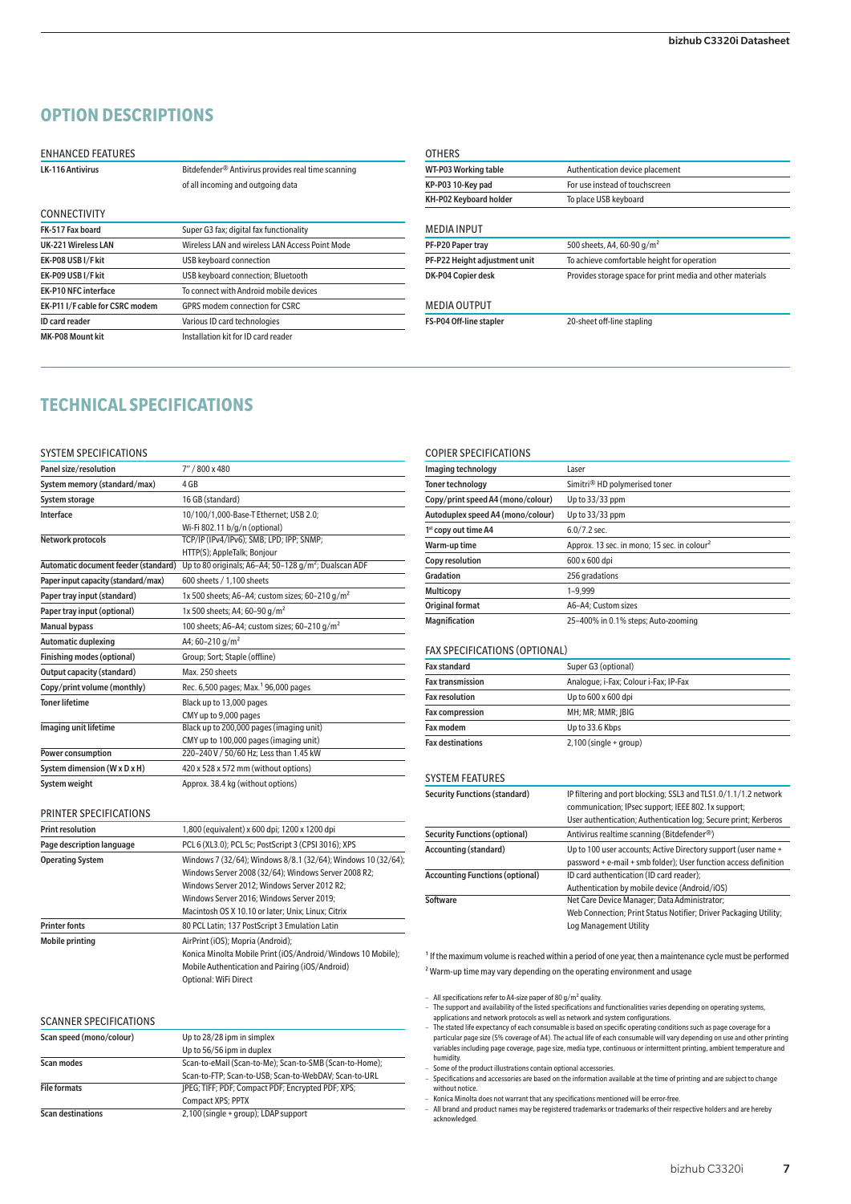## OPTION DESCRIPTIONS

### ENHANCED FEATURES

| | |
|---|---|
| LK-116 Antivirus | Bitdefender® Antivirus provides real time scanning of all incoming and outgoing data |

### CONNECTIVITY

| | |
|---|---|
| FK-517 Fax board | Super G3 fax; digital fax functionality |
| UK-221 Wireless LAN | Wireless LAN and wireless LAN Access Point Mode |
| EK-P08 USB I/F kit | USB keyboard connection |
| EK-P09 USB I/F kit | USB keyboard connection; Bluetooth |
| EK-P10 NFC interface | To connect with Android mobile devices |
| EK-P11 I/F cable for CSRC modem | GPRS modem connection for CSRC |
| ID card reader | Various ID card technologies |
| MK-P08 Mount kit | Installation kit for ID card reader |

### OTHERS

| | |
|---|---|
| WT-P03 Working table | Authentication device placement |
| KP-P03 10-Key pad | For use instead of touchscreen |
| KH-P02 Keyboard holder | To place USB keyboard |

### MEDIA INPUT

| | |
|---|---|
| PF-P20 Paper tray | 500 sheets, A4, 60-90 g/m² |
| PF-P22 Height adjustment unit | To achieve comfortable height for operation |
| DK-P04 Copier desk | Provides storage space for print media and other materials |

### MEDIA OUTPUT

| | |
|---|---|
| FS-P04 Off-line stapler | 20-sheet off-line stapling |

## TECHNICAL SPECIFICATIONS

### SYSTEM SPECIFICATIONS

| | |
|---|---|
| Panel size/resolution | 7" / 800 x 480 |
| System memory (standard/max) | 4 GB |
| System storage | 16 GB (standard) |
| Interface | 10/100/1,000-Base-T Ethernet; USB 2.0; Wi-Fi 802.11 b/g/n (optional) |
| Network protocols | TCP/IP (IPv4/IPv6); SMB; LPD; IPP; SNMP; HTTP(S); AppleTalk; Bonjour |
| Automatic document feeder (standard) | Up to 80 originals; A6–A4; 50–128 g/m²; Dualscan ADF |
| Paper input capacity (standard/max) | 600 sheets / 1,100 sheets |
| Paper tray input (standard) | 1x 500 sheets; A6–A4; custom sizes; 60–210 g/m² |
| Paper tray input (optional) | 1x 500 sheets; A4; 60–90 g/m² |
| Manual bypass | 100 sheets; A6–A4; custom sizes; 60–210 g/m² |
| Automatic duplexing | A4; 60–210 g/m² |
| Finishing modes (optional) | Group; Sort; Staple (offline) |
| Output capacity (standard) | Max. 250 sheets |
| Copy/print volume (monthly) | Rec. 6,500 pages; Max.[1] 96,000 pages |
| Toner lifetime | Black up to 13,000 pages<br>CMY up to 9,000 pages |
| Imaging unit lifetime | Black up to 200,000 pages (imaging unit)<br>CMY up to 100,000 pages (imaging unit) |
| Power consumption | 220–240 V / 50/60 Hz; Less than 1.45 kW |
| System dimension (W x D x H) | 420 x 528 x 572 mm (without options) |
| System weight | Approx. 38.4 kg (without options) |

### PRINTER SPECIFICATIONS

| | |
|---|---|
| Print resolution | 1,800 (equivalent) x 600 dpi; 1200 x 1200 dpi |
| Page description language | PCL 6 (XL3.0); PCL 5c; PostScript 3 (CPSI 3016); XPS |
| Operating System | Windows 7 (32/64); Windows 8/8.1 (32/64); Windows 10 (32/64); Windows Server 2008 (32/64); Windows Server 2008 R2; Windows Server 2012; Windows Server 2012 R2; Windows Server 2016; Windows Server 2019; Macintosh OS X 10.10 or later; Unix; Linux; Citrix |
| Printer fonts | 80 PCL Latin; 137 PostScript 3 Emulation Latin |
| Mobile printing | AirPrint (iOS); Mopria (Android); Konica Minolta Mobile Print (iOS/Android/Windows 10 Mobile); Mobile Authentication and Pairing (iOS/Android)<br>Optional: WiFi Direct |

### SCANNER SPECIFICATIONS

| | |
|---|---|
| Scan speed (mono/colour) | Up to 28/28 ipm in simplex<br>Up to 56/56 ipm in duplex |
| Scan modes | Scan-to-eMail (Scan-to-Me); Scan-to-SMB (Scan-to-Home); Scan-to-FTP; Scan-to-USB; Scan-to-WebDAV; Scan-to-URL |
| File formats | JPEG; TIFF; PDF; Compact PDF; Encrypted PDF; XPS; Compact XPS; PPTX |
| Scan destinations | 2,100 (single + group); LDAP support |

### COPIER SPECIFICATIONS

| | |
|---|---|
| Imaging technology | Laser |
| Toner technology | Simitri® HD polymerised toner |
| Copy/print speed A4 (mono/colour) | Up to 33/33 ppm |
| Autoduplex speed A4 (mono/colour) | Up to 33/33 ppm |
| 1st copy out time A4 | 6.0/7.2 sec. |
| Warm-up time | Approx. 13 sec. in mono; 15 sec. in colour[2] |
| Copy resolution | 600 x 600 dpi |
| Gradation | 256 gradations |
| Multicopy | 1–9,999 |
| Original format | A6–A4; Custom sizes |
| Magnification | 25–400% in 0.1% steps; Auto-zooming |

### FAX SPECIFICATIONS (OPTIONAL)

| | |
|---|---|
| Fax standard | Super G3 (optional) |
| Fax transmission | Analogue; i-Fax; Colour i-Fax; IP-Fax |
| Fax resolution | Up to 600 x 600 dpi |
| Fax compression | MH; MR; MMR; JBIG |
| Fax modem | Up to 33.6 Kbps |
| Fax destinations | 2,100 (single + group) |

### SYSTEM FEATURES

| | |
|---|---|
| Security Functions (standard) | IP filtering and port blocking; SSL3 and TLS1.0/1.1/1.2 network communication; IPsec support; IEEE 802.1x support; User authentication; Authentication log; Secure print; Kerberos |
| Security Functions (optional) | Antivirus realtime scanning (Bitdefender®) |
| Accounting (standard) | Up to 100 user accounts; Active Directory support (user name + password + e-mail + smb folder); User function access definition |
| Accounting Functions (optional) | ID card authentication (ID card reader); Authentication by mobile device (Android/iOS) |
| Software | Net Care Device Manager; Data Administrator; Web Connection; Print Status Notifier; Driver Packaging Utility; Log Management Utility |

[1] If the maximum volume is reached within a period of one year, then a maintenance cycle must be performed

[2] Warm-up time may vary depending on the operating environment and usage

- All specifications refer to A4-size paper of 80 g/m² quality.
- The support and availability of the listed specifications and functionalities varies depending on operating systems, applications and network protocols as well as network and system configurations.
- The stated life expectancy of each consumable is based on specific operating conditions such as page coverage for a particular page size (5% coverage of A4). The actual life of each consumable will vary depending on use and other printing variables including page coverage, page size, media type, continuous or intermittent printing, ambient temperature and humidity.
- Some of the product illustrations contain optional accessories.
- Specifications and accessories are based on the information available at the time of printing and are subject to change without notice.
- Konica Minolta does not warrant that any specifications mentioned will be error-free.
- All brand and product names may be registered trademarks or trademarks of their respective holders and are hereby acknowledged.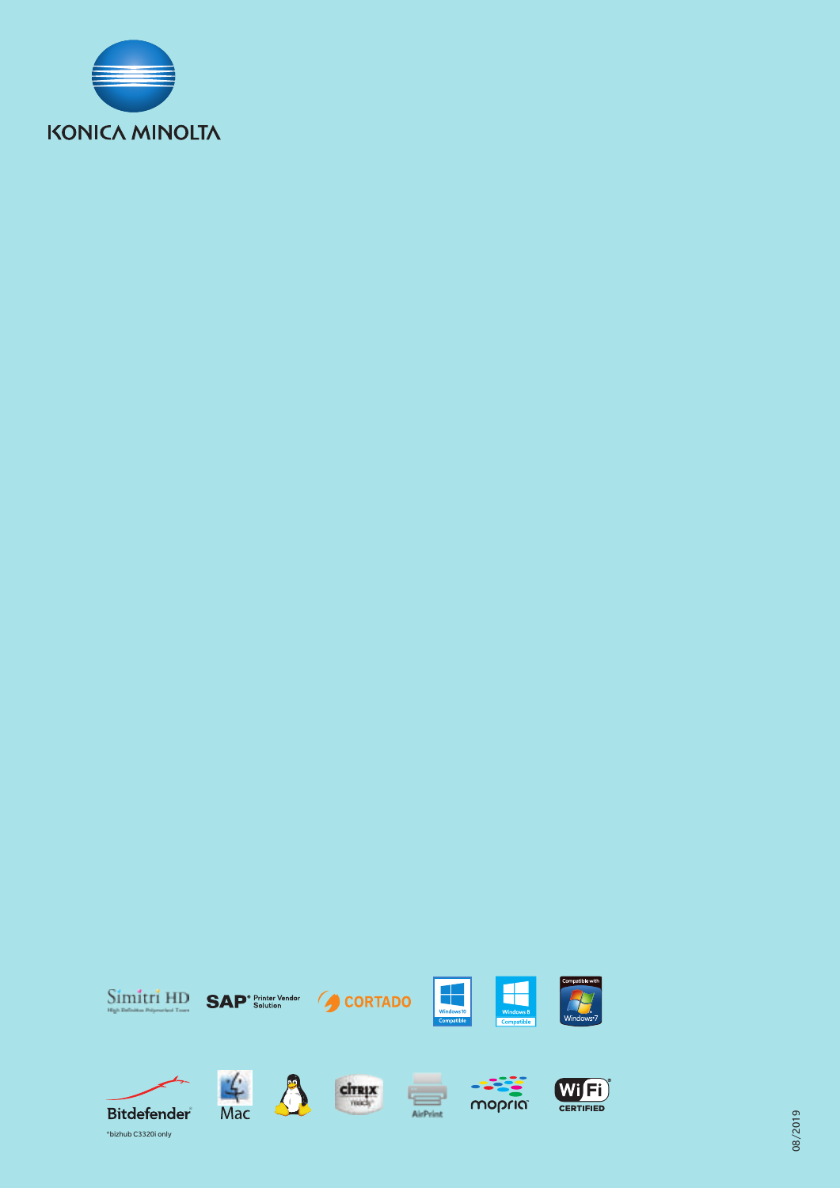KONICA MINOLTA

Simitri HD
High Definition Polymerised Toner

SAP® Printer Vendor Solution

CORTADO

Windows 10 Compatible

Windows 8 Compatible

Compatible with Windows 7

Bitdefender*

Mac

citrix ready

AirPrint

mopria

Wi-Fi CERTIFIED

*bizhub C3320i only

08/2019